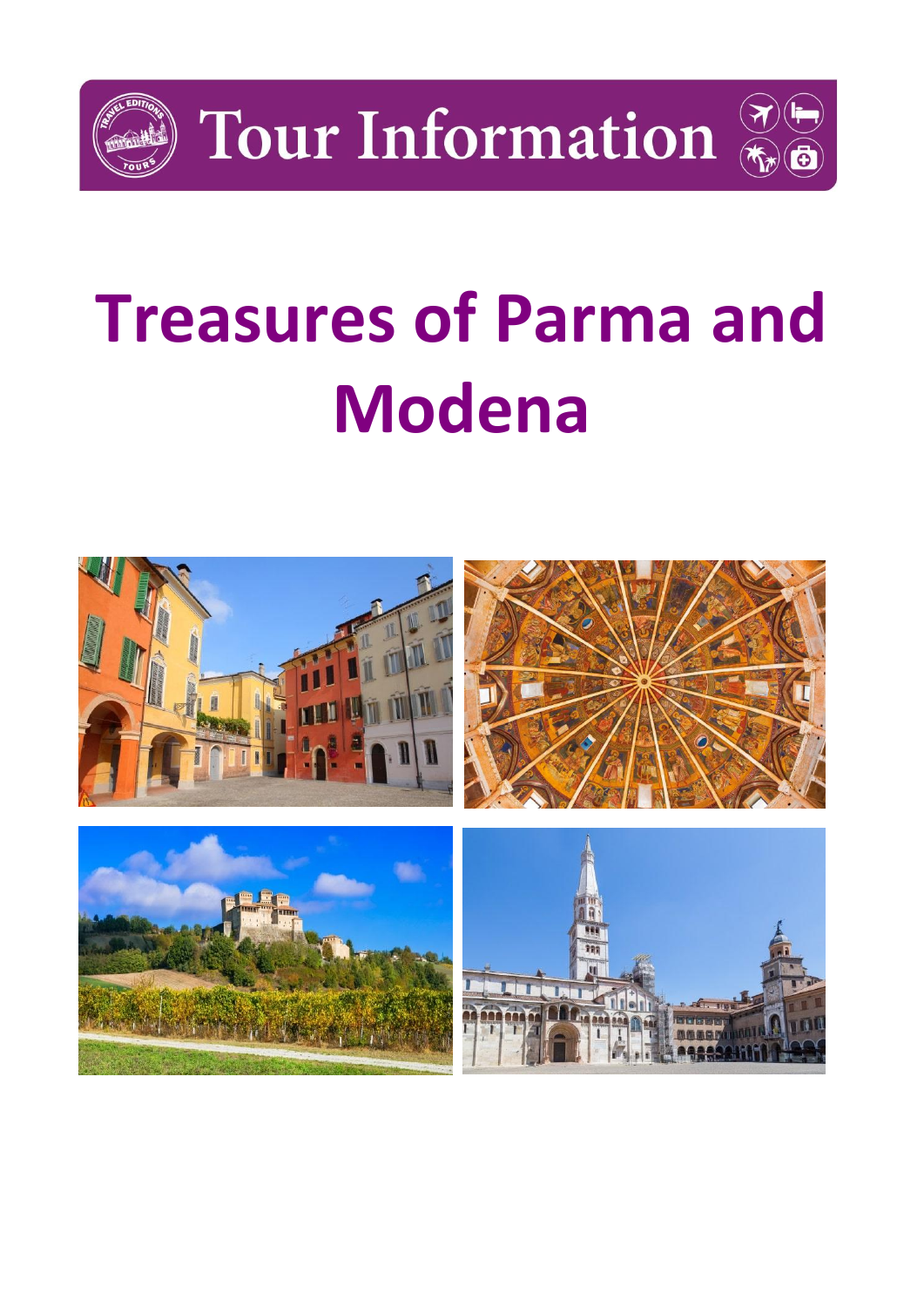Tour Information

# Treasures of Parma and Modena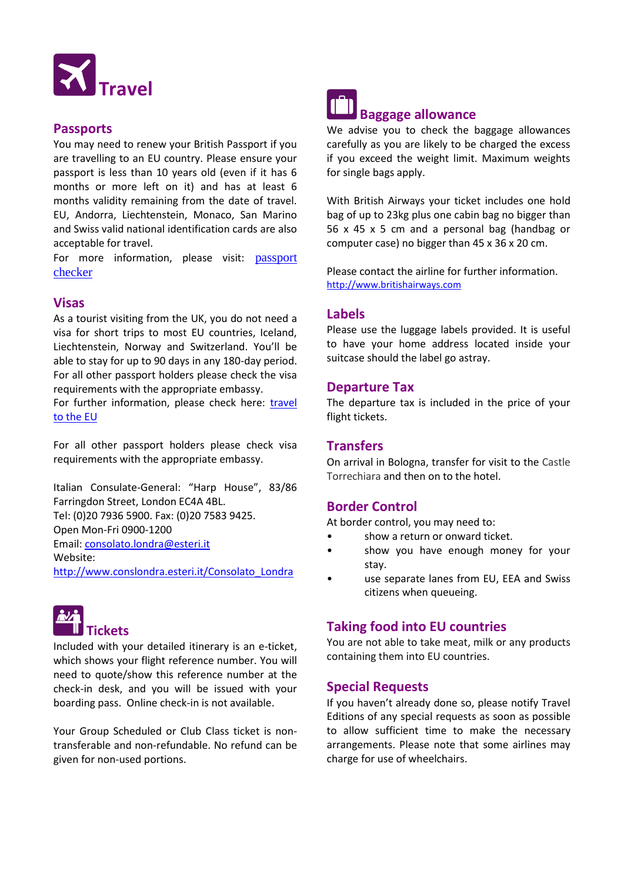# Travel

## Passports

You may need to renew your British Passport if you are travelling to an EU country. Please ensure your passport is less than 10 years old (even if it has 6 months or more left on it) and has at least 6 months validity remaining from the date of travel. EU, Andorra, Liechtenstein, Monaco, San Marino and Swiss valid national identification cards are also acceptable for travel.

For more information, please visit: passport checker

## Visas

As a tourist visiting from the UK, you do not need a visa for short trips to most EU countries, Iceland, Liechtenstein, Norway and Switzerland. You'll be able to stay for up to 90 days in any 180-day period. For all other passport holders please check the visa requirements with the appropriate embassy.

For further information, please check here: travel to the EU

For all other passport holders please check visa requirements with the appropriate embassy.

Italian Consulate-General: "Harp House", 83/86 Farringdon Street, London EC4A 4BL.
Tel: (0)20 7936 5900. Fax: (0)20 7583 9425.
Open Mon-Fri 0900-1200
Email: consolato.londra@esteri.it
Website:
http://www.conslondra.esteri.it/Consolato_Londra

# Tickets

Included with your detailed itinerary is an e-ticket, which shows your flight reference number. You will need to quote/show this reference number at the check-in desk, and you will be issued with your boarding pass. Online check-in is not available.

Your Group Scheduled or Club Class ticket is non-transferable and non-refundable. No refund can be given for non-used portions.

# Baggage allowance

We advise you to check the baggage allowances carefully as you are likely to be charged the excess if you exceed the weight limit. Maximum weights for single bags apply.

With British Airways your ticket includes one hold bag of up to 23kg plus one cabin bag no bigger than 56 x 45 x 5 cm and a personal bag (handbag or computer case) no bigger than 45 x 36 x 20 cm.

Please contact the airline for further information.
http://www.britishairways.com

## Labels

Please use the luggage labels provided. It is useful to have your home address located inside your suitcase should the label go astray.

## Departure Tax

The departure tax is included in the price of your flight tickets.

## Transfers

On arrival in Bologna, transfer for visit to the Castle Torrechiara and then on to the hotel.

## Border Control

At border control, you may need to:

- show a return or onward ticket.
- show you have enough money for your stay.
- use separate lanes from EU, EEA and Swiss citizens when queueing.

## Taking food into EU countries

You are not able to take meat, milk or any products containing them into EU countries.

## Special Requests

If you haven't already done so, please notify Travel Editions of any special requests as soon as possible to allow sufficient time to make the necessary arrangements. Please note that some airlines may charge for use of wheelchairs.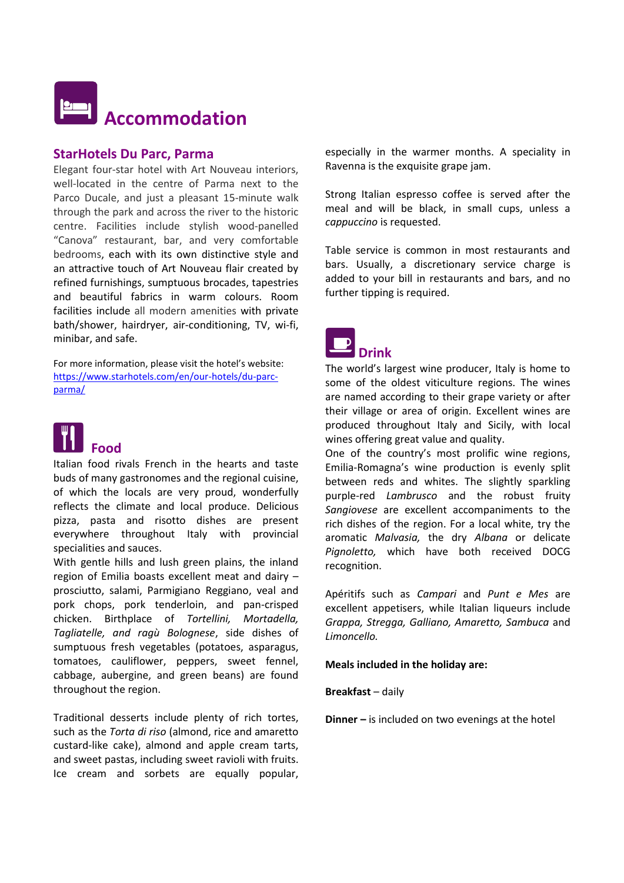# Accommodation

## StarHotels Du Parc, Parma

Elegant four-star hotel with Art Nouveau interiors, well-located in the centre of Parma next to the Parco Ducale, and just a pleasant 15-minute walk through the park and across the river to the historic centre. Facilities include stylish wood-panelled "Canova" restaurant, bar, and very comfortable bedrooms, each with its own distinctive style and an attractive touch of Art Nouveau flair created by refined furnishings, sumptuous brocades, tapestries and beautiful fabrics in warm colours. Room facilities include all modern amenities with private bath/shower, hairdryer, air-conditioning, TV, wi-fi, minibar, and safe.

For more information, please visit the hotel's website: https://www.starhotels.com/en/our-hotels/du-parc-parma/

## Food

Italian food rivals French in the hearts and taste buds of many gastronomes and the regional cuisine, of which the locals are very proud, wonderfully reflects the climate and local produce. Delicious pizza, pasta and risotto dishes are present everywhere throughout Italy with provincial specialities and sauces.

With gentle hills and lush green plains, the inland region of Emilia boasts excellent meat and dairy – prosciutto, salami, Parmigiano Reggiano, veal and pork chops, pork tenderloin, and pan-crisped chicken. Birthplace of *Tortellini, Mortadella, Tagliatelle, and ragù Bolognese*, side dishes of sumptuous fresh vegetables (potatoes, asparagus, tomatoes, cauliflower, peppers, sweet fennel, cabbage, aubergine, and green beans) are found throughout the region.

Traditional desserts include plenty of rich tortes, such as the *Torta di riso* (almond, rice and amaretto custard-like cake), almond and apple cream tarts, and sweet pastas, including sweet ravioli with fruits. Ice cream and sorbets are equally popular, especially in the warmer months. A speciality in Ravenna is the exquisite grape jam.

Strong Italian espresso coffee is served after the meal and will be black, in small cups, unless a *cappuccino* is requested.

Table service is common in most restaurants and bars. Usually, a discretionary service charge is added to your bill in restaurants and bars, and no further tipping is required.

## Drink

The world's largest wine producer, Italy is home to some of the oldest viticulture regions. The wines are named according to their grape variety or after their village or area of origin. Excellent wines are produced throughout Italy and Sicily, with local wines offering great value and quality.

One of the country's most prolific wine regions, Emilia-Romagna's wine production is evenly split between reds and whites. The slightly sparkling purple-red *Lambrusco* and the robust fruity *Sangiovese* are excellent accompaniments to the rich dishes of the region. For a local white, try the aromatic *Malvasia,* the dry *Albana* or delicate *Pignoletto,* which have both received DOCG recognition.

Apéritifs such as *Campari* and *Punt e Mes* are excellent appetisers, while Italian liqueurs include *Grappa, Stregga, Galliano, Amaretto, Sambuca* and *Limoncello.*

**Meals included in the holiday are:**

**Breakfast** – daily

**Dinner –** is included on two evenings at the hotel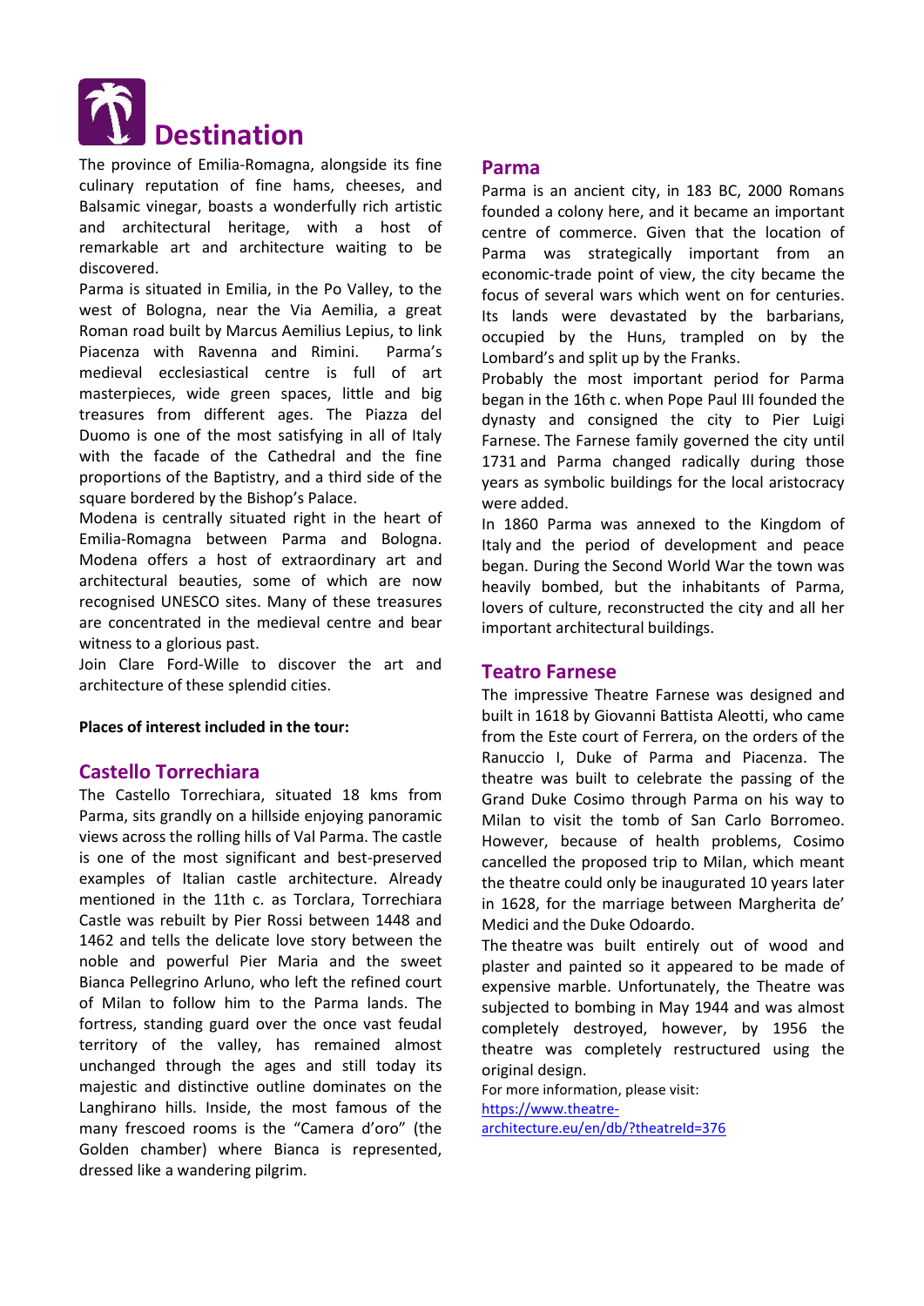# Destination

The province of Emilia-Romagna, alongside its fine culinary reputation of fine hams, cheeses, and Balsamic vinegar, boasts a wonderfully rich artistic and architectural heritage, with a host of remarkable art and architecture waiting to be discovered.

Parma is situated in Emilia, in the Po Valley, to the west of Bologna, near the Via Aemilia, a great Roman road built by Marcus Aemilius Lepius, to link Piacenza with Ravenna and Rimini. Parma's medieval ecclesiastical centre is full of art masterpieces, wide green spaces, little and big treasures from different ages. The Piazza del Duomo is one of the most satisfying in all of Italy with the facade of the Cathedral and the fine proportions of the Baptistry, and a third side of the square bordered by the Bishop's Palace.

Modena is centrally situated right in the heart of Emilia-Romagna between Parma and Bologna. Modena offers a host of extraordinary art and architectural beauties, some of which are now recognised UNESCO sites. Many of these treasures are concentrated in the medieval centre and bear witness to a glorious past.

Join Clare Ford-Wille to discover the art and architecture of these splendid cities.

**Places of interest included in the tour:**

## Castello Torrechiara

The Castello Torrechiara, situated 18 kms from Parma, sits grandly on a hillside enjoying panoramic views across the rolling hills of Val Parma. The castle is one of the most significant and best-preserved examples of Italian castle architecture. Already mentioned in the 11th c. as Torclara, Torrechiara Castle was rebuilt by Pier Rossi between 1448 and 1462 and tells the delicate love story between the noble and powerful Pier Maria and the sweet Bianca Pellegrino Arluno, who left the refined court of Milan to follow him to the Parma lands. The fortress, standing guard over the once vast feudal territory of the valley, has remained almost unchanged through the ages and still today its majestic and distinctive outline dominates on the Langhirano hills. Inside, the most famous of the many frescoed rooms is the "Camera d'oro" (the Golden chamber) where Bianca is represented, dressed like a wandering pilgrim.

## Parma

Parma is an ancient city, in 183 BC, 2000 Romans founded a colony here, and it became an important centre of commerce. Given that the location of Parma was strategically important from an economic-trade point of view, the city became the focus of several wars which went on for centuries. Its lands were devastated by the barbarians, occupied by the Huns, trampled on by the Lombard's and split up by the Franks.

Probably the most important period for Parma began in the 16th c. when Pope Paul III founded the dynasty and consigned the city to Pier Luigi Farnese. The Farnese family governed the city until 1731 and Parma changed radically during those years as symbolic buildings for the local aristocracy were added.

In 1860 Parma was annexed to the Kingdom of Italy and the period of development and peace began. During the Second World War the town was heavily bombed, but the inhabitants of Parma, lovers of culture, reconstructed the city and all her important architectural buildings.

## Teatro Farnese

The impressive Theatre Farnese was designed and built in 1618 by Giovanni Battista Aleotti, who came from the Este court of Ferrera, on the orders of the Ranuccio I, Duke of Parma and Piacenza. The theatre was built to celebrate the passing of the Grand Duke Cosimo through Parma on his way to Milan to visit the tomb of San Carlo Borromeo. However, because of health problems, Cosimo cancelled the proposed trip to Milan, which meant the theatre could only be inaugurated 10 years later in 1628, for the marriage between Margherita de' Medici and the Duke Odoardo.

The theatre was built entirely out of wood and plaster and painted so it appeared to be made of expensive marble. Unfortunately, the Theatre was subjected to bombing in May 1944 and was almost completely destroyed, however, by 1956 the theatre was completely restructured using the original design.

For more information, please visit: [https://www.theatre-architecture.eu/en/db/?theatreId=376](https://www.theatre-architecture.eu/en/db/?theatreId=376)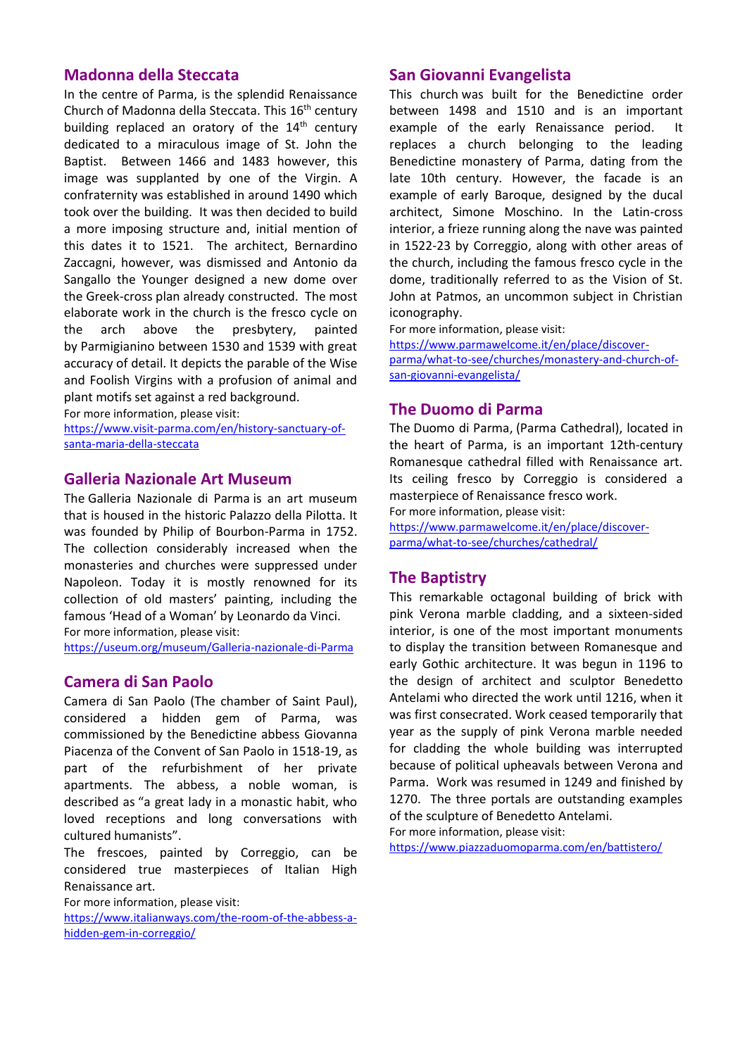## Madonna della Steccata

In the centre of Parma, is the splendid Renaissance Church of Madonna della Steccata. This 16th century building replaced an oratory of the 14th century dedicated to a miraculous image of St. John the Baptist. Between 1466 and 1483 however, this image was supplanted by one of the Virgin. A confraternity was established in around 1490 which took over the building. It was then decided to build a more imposing structure and, initial mention of this dates it to 1521. The architect, Bernardino Zaccagni, however, was dismissed and Antonio da Sangallo the Younger designed a new dome over the Greek-cross plan already constructed. The most elaborate work in the church is the fresco cycle on the arch above the presbytery, painted by Parmigianino between 1530 and 1539 with great accuracy of detail. It depicts the parable of the Wise and Foolish Virgins with a profusion of animal and plant motifs set against a red background.

For more information, please visit:
https://www.visit-parma.com/en/history-sanctuary-of-santa-maria-della-steccata

## Galleria Nazionale Art Museum

The Galleria Nazionale di Parma is an art museum that is housed in the historic Palazzo della Pilotta. It was founded by Philip of Bourbon-Parma in 1752. The collection considerably increased when the monasteries and churches were suppressed under Napoleon. Today it is mostly renowned for its collection of old masters' painting, including the famous 'Head of a Woman' by Leonardo da Vinci.

For more information, please visit:
https://useum.org/museum/Galleria-nazionale-di-Parma

## Camera di San Paolo

Camera di San Paolo (The chamber of Saint Paul), considered a hidden gem of Parma, was commissioned by the Benedictine abbess Giovanna Piacenza of the Convent of San Paolo in 1518-19, as part of the refurbishment of her private apartments. The abbess, a noble woman, is described as "a great lady in a monastic habit, who loved receptions and long conversations with cultured humanists".

The frescoes, painted by Correggio, can be considered true masterpieces of Italian High Renaissance art.

For more information, please visit:
https://www.italianways.com/the-room-of-the-abbess-a-hidden-gem-in-correggio/

## San Giovanni Evangelista

This church was built for the Benedictine order between 1498 and 1510 and is an important example of the early Renaissance period. It replaces a church belonging to the leading Benedictine monastery of Parma, dating from the late 10th century. However, the facade is an example of early Baroque, designed by the ducal architect, Simone Moschino. In the Latin-cross interior, a frieze running along the nave was painted in 1522-23 by Correggio, along with other areas of the church, including the famous fresco cycle in the dome, traditionally referred to as the Vision of St. John at Patmos, an uncommon subject in Christian iconography.

For more information, please visit:
https://www.parmawelcome.it/en/place/discover-parma/what-to-see/churches/monastery-and-church-of-san-giovanni-evangelista/

## The Duomo di Parma

The Duomo di Parma, (Parma Cathedral), located in the heart of Parma, is an important 12th-century Romanesque cathedral filled with Renaissance art. Its ceiling fresco by Correggio is considered a masterpiece of Renaissance fresco work.

For more information, please visit:
https://www.parmawelcome.it/en/place/discover-parma/what-to-see/churches/cathedral/

## The Baptistry

This remarkable octagonal building of brick with pink Verona marble cladding, and a sixteen-sided interior, is one of the most important monuments to display the transition between Romanesque and early Gothic architecture. It was begun in 1196 to the design of architect and sculptor Benedetto Antelami who directed the work until 1216, when it was first consecrated. Work ceased temporarily that year as the supply of pink Verona marble needed for cladding the whole building was interrupted because of political upheavals between Verona and Parma. Work was resumed in 1249 and finished by 1270. The three portals are outstanding examples of the sculpture of Benedetto Antelami.

For more information, please visit:
https://www.piazzaduomoparma.com/en/battistero/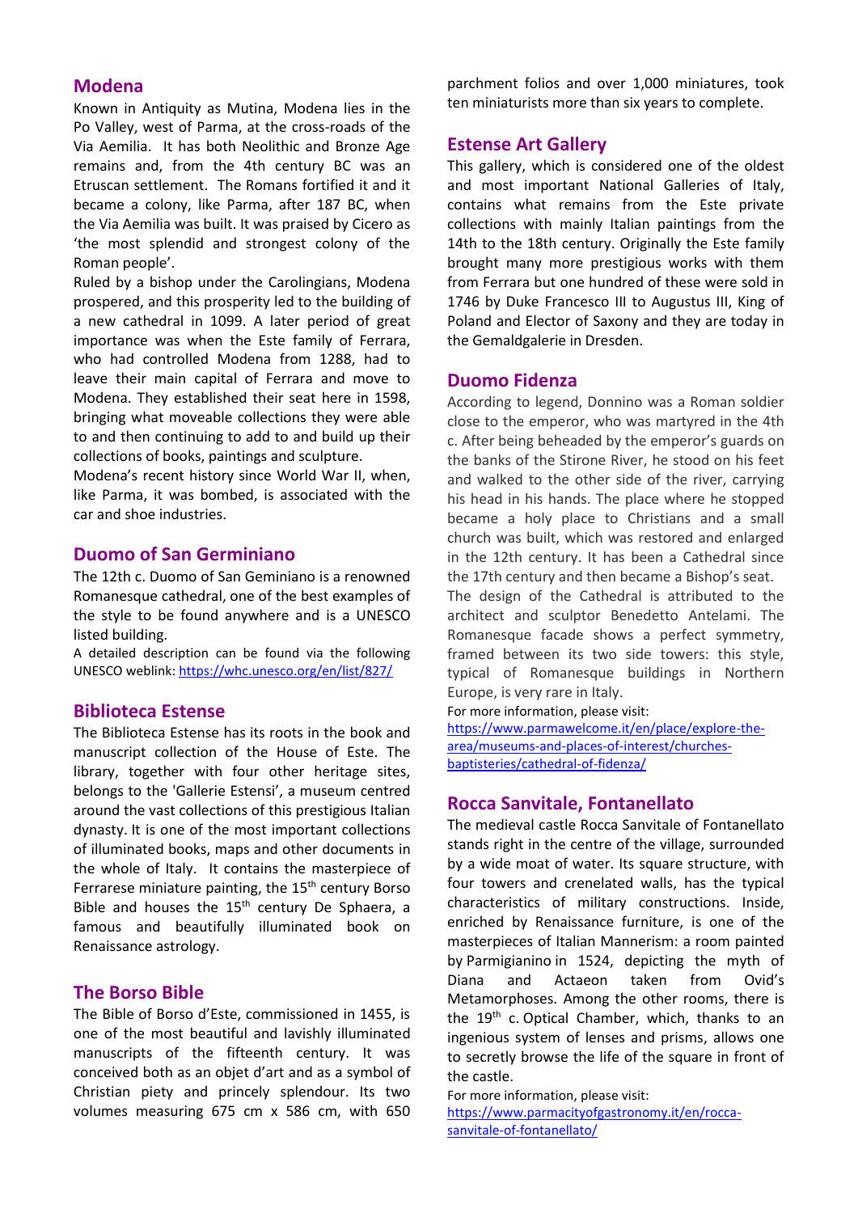## Modena

Known in Antiquity as Mutina, Modena lies in the Po Valley, west of Parma, at the cross-roads of the Via Aemilia. It has both Neolithic and Bronze Age remains and, from the 4th century BC was an Etruscan settlement. The Romans fortified it and it became a colony, like Parma, after 187 BC, when the Via Aemilia was built. It was praised by Cicero as 'the most splendid and strongest colony of the Roman people'.

Ruled by a bishop under the Carolingians, Modena prospered, and this prosperity led to the building of a new cathedral in 1099. A later period of great importance was when the Este family of Ferrara, who had controlled Modena from 1288, had to leave their main capital of Ferrara and move to Modena. They established their seat here in 1598, bringing what moveable collections they were able to and then continuing to add to and build up their collections of books, paintings and sculpture.

Modena's recent history since World War II, when, like Parma, it was bombed, is associated with the car and shoe industries.

## Duomo of San Germiniano

The 12th c. Duomo of San Geminiano is a renowned Romanesque cathedral, one of the best examples of the style to be found anywhere and is a UNESCO listed building.

A detailed description can be found via the following UNESCO weblink: https://whc.unesco.org/en/list/827/

## Biblioteca Estense

The Biblioteca Estense has its roots in the book and manuscript collection of the House of Este. The library, together with four other heritage sites, belongs to the 'Gallerie Estensi', a museum centred around the vast collections of this prestigious Italian dynasty. It is one of the most important collections of illuminated books, maps and other documents in the whole of Italy. It contains the masterpiece of Ferrarese miniature painting, the 15th century Borso Bible and houses the 15th century De Sphaera, a famous and beautifully illuminated book on Renaissance astrology.

## The Borso Bible

The Bible of Borso d'Este, commissioned in 1455, is one of the most beautiful and lavishly illuminated manuscripts of the fifteenth century. It was conceived both as an objet d'art and as a symbol of Christian piety and princely splendour. Its two volumes measuring 675 cm x 586 cm, with 650 parchment folios and over 1,000 miniatures, took ten miniaturists more than six years to complete.

## Estense Art Gallery

This gallery, which is considered one of the oldest and most important National Galleries of Italy, contains what remains from the Este private collections with mainly Italian paintings from the 14th to the 18th century. Originally the Este family brought many more prestigious works with them from Ferrara but one hundred of these were sold in 1746 by Duke Francesco III to Augustus III, King of Poland and Elector of Saxony and they are today in the Gemaldgalerie in Dresden.

## Duomo Fidenza

According to legend, Donnino was a Roman soldier close to the emperor, who was martyred in the 4th c. After being beheaded by the emperor's guards on the banks of the Stirone River, he stood on his feet and walked to the other side of the river, carrying his head in his hands. The place where he stopped became a holy place to Christians and a small church was built, which was restored and enlarged in the 12th century. It has been a Cathedral since the 17th century and then became a Bishop's seat.

The design of the Cathedral is attributed to the architect and sculptor Benedetto Antelami. The Romanesque facade shows a perfect symmetry, framed between its two side towers: this style, typical of Romanesque buildings in Northern Europe, is very rare in Italy.

For more information, please visit: https://www.parmawelcome.it/en/place/explore-the-area/museums-and-places-of-interest/churches-baptisteries/cathedral-of-fidenza/

## Rocca Sanvitale, Fontanellato

The medieval castle Rocca Sanvitale of Fontanellato stands right in the centre of the village, surrounded by a wide moat of water. Its square structure, with four towers and crenelated walls, has the typical characteristics of military constructions. Inside, enriched by Renaissance furniture, is one of the masterpieces of Italian Mannerism: a room painted by Parmigianino in 1524, depicting the myth of Diana and Actaeon taken from Ovid's Metamorphoses. Among the other rooms, there is the 19th c. Optical Chamber, which, thanks to an ingenious system of lenses and prisms, allows one to secretly browse the life of the square in front of the castle.

For more information, please visit: https://www.parmacityofgastronomy.it/en/rocca-sanvitale-of-fontanellato/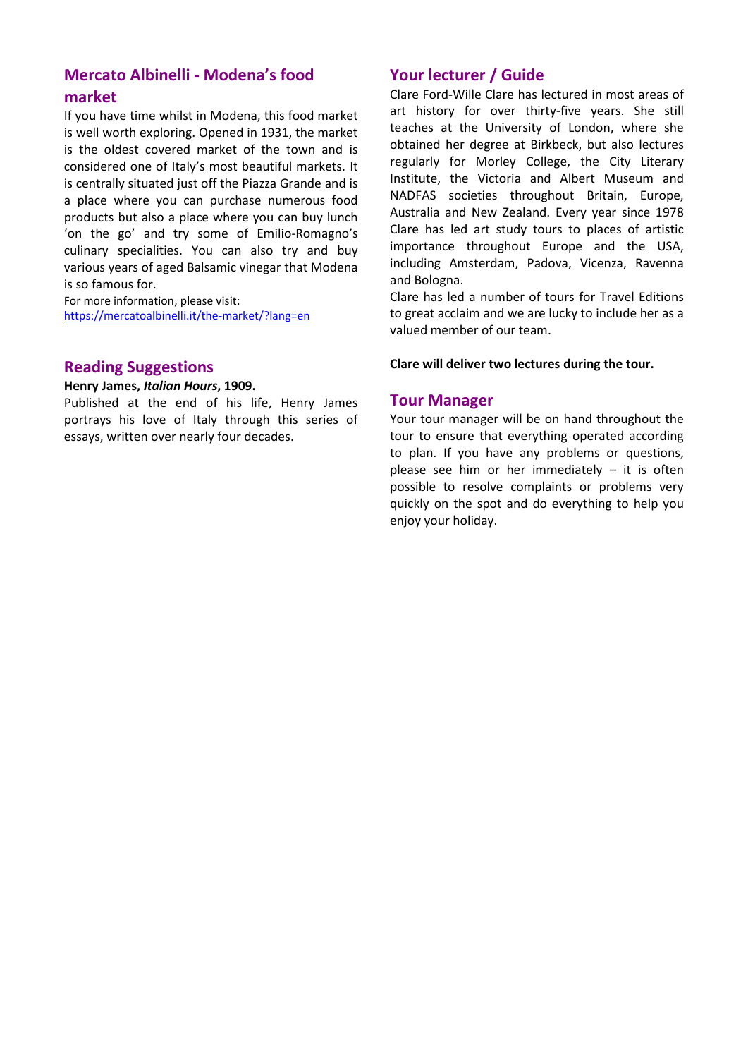## Mercato Albinelli - Modena's food market

If you have time whilst in Modena, this food market is well worth exploring. Opened in 1931, the market is the oldest covered market of the town and is considered one of Italy's most beautiful markets. It is centrally situated just off the Piazza Grande and is a place where you can purchase numerous food products but also a place where you can buy lunch 'on the go' and try some of Emilio-Romagno's culinary specialities. You can also try and buy various years of aged Balsamic vinegar that Modena is so famous for.

For more information, please visit:
https://mercatoalbinelli.it/the-market/?lang=en

## Reading Suggestions

**Henry James, *Italian Hours*, 1909.**

Published at the end of his life, Henry James portrays his love of Italy through this series of essays, written over nearly four decades.

## Your lecturer / Guide

Clare Ford-Wille Clare has lectured in most areas of art history for over thirty-five years. She still teaches at the University of London, where she obtained her degree at Birkbeck, but also lectures regularly for Morley College, the City Literary Institute, the Victoria and Albert Museum and NADFAS societies throughout Britain, Europe, Australia and New Zealand. Every year since 1978 Clare has led art study tours to places of artistic importance throughout Europe and the USA, including Amsterdam, Padova, Vicenza, Ravenna and Bologna.

Clare has led a number of tours for Travel Editions to great acclaim and we are lucky to include her as a valued member of our team.

**Clare will deliver two lectures during the tour.**

## Tour Manager

Your tour manager will be on hand throughout the tour to ensure that everything operated according to plan. If you have any problems or questions, please see him or her immediately – it is often possible to resolve complaints or problems very quickly on the spot and do everything to help you enjoy your holiday.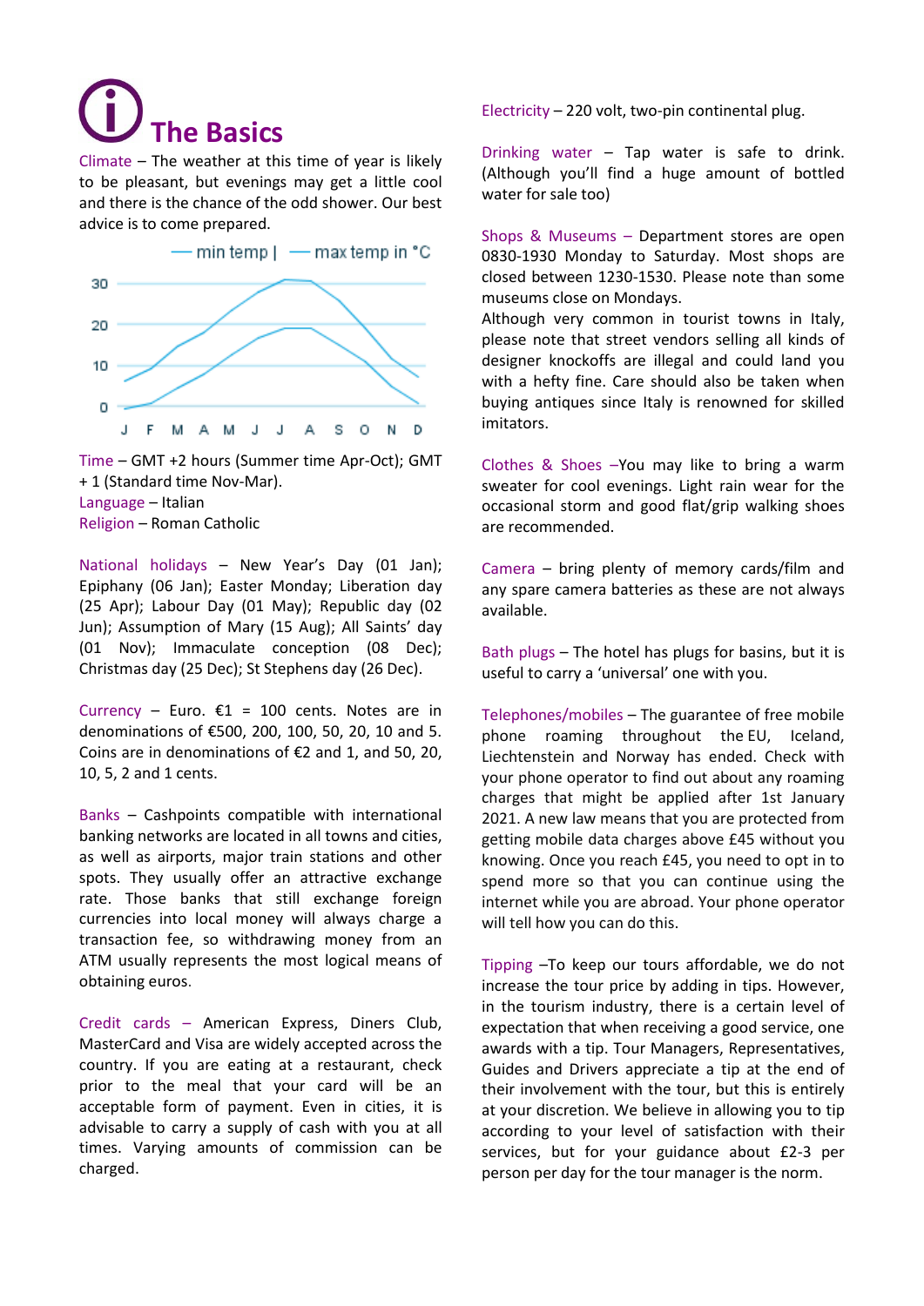# The Basics

Climate – The weather at this time of year is likely to be pleasant, but evenings may get a little cool and there is the chance of the odd shower. Our best advice is to come prepared.

Time – GMT +2 hours (Summer time Apr-Oct); GMT + 1 (Standard time Nov-Mar).

Language – Italian

Religion – Roman Catholic

National holidays – New Year's Day (01 Jan); Epiphany (06 Jan); Easter Monday; Liberation day (25 Apr); Labour Day (01 May); Republic day (02 Jun); Assumption of Mary (15 Aug); All Saints' day (01 Nov); Immaculate conception (08 Dec); Christmas day (25 Dec); St Stephens day (26 Dec).

Currency – Euro. €1 = 100 cents. Notes are in denominations of €500, 200, 100, 50, 20, 10 and 5. Coins are in denominations of €2 and 1, and 50, 20, 10, 5, 2 and 1 cents.

Banks – Cashpoints compatible with international banking networks are located in all towns and cities, as well as airports, major train stations and other spots. They usually offer an attractive exchange rate. Those banks that still exchange foreign currencies into local money will always charge a transaction fee, so withdrawing money from an ATM usually represents the most logical means of obtaining euros.

Credit cards – American Express, Diners Club, MasterCard and Visa are widely accepted across the country. If you are eating at a restaurant, check prior to the meal that your card will be an acceptable form of payment. Even in cities, it is advisable to carry a supply of cash with you at all times. Varying amounts of commission can be charged.

Electricity – 220 volt, two-pin continental plug.

Drinking water – Tap water is safe to drink. (Although you'll find a huge amount of bottled water for sale too)

Shops & Museums – Department stores are open 0830-1930 Monday to Saturday. Most shops are closed between 1230-1530. Please note than some museums close on Mondays.
Although very common in tourist towns in Italy, please note that street vendors selling all kinds of designer knockoffs are illegal and could land you with a hefty fine. Care should also be taken when buying antiques since Italy is renowned for skilled imitators.

Clothes & Shoes –You may like to bring a warm sweater for cool evenings. Light rain wear for the occasional storm and good flat/grip walking shoes are recommended.

Camera – bring plenty of memory cards/film and any spare camera batteries as these are not always available.

Bath plugs – The hotel has plugs for basins, but it is useful to carry a 'universal' one with you.

Telephones/mobiles – The guarantee of free mobile phone roaming throughout the EU, Iceland, Liechtenstein and Norway has ended. Check with your phone operator to find out about any roaming charges that might be applied after 1st January 2021. A new law means that you are protected from getting mobile data charges above £45 without you knowing. Once you reach £45, you need to opt in to spend more so that you can continue using the internet while you are abroad. Your phone operator will tell how you can do this.

Tipping –To keep our tours affordable, we do not increase the tour price by adding in tips. However, in the tourism industry, there is a certain level of expectation that when receiving a good service, one awards with a tip. Tour Managers, Representatives, Guides and Drivers appreciate a tip at the end of their involvement with the tour, but this is entirely at your discretion. We believe in allowing you to tip according to your level of satisfaction with their services, but for your guidance about £2-3 per person per day for the tour manager is the norm.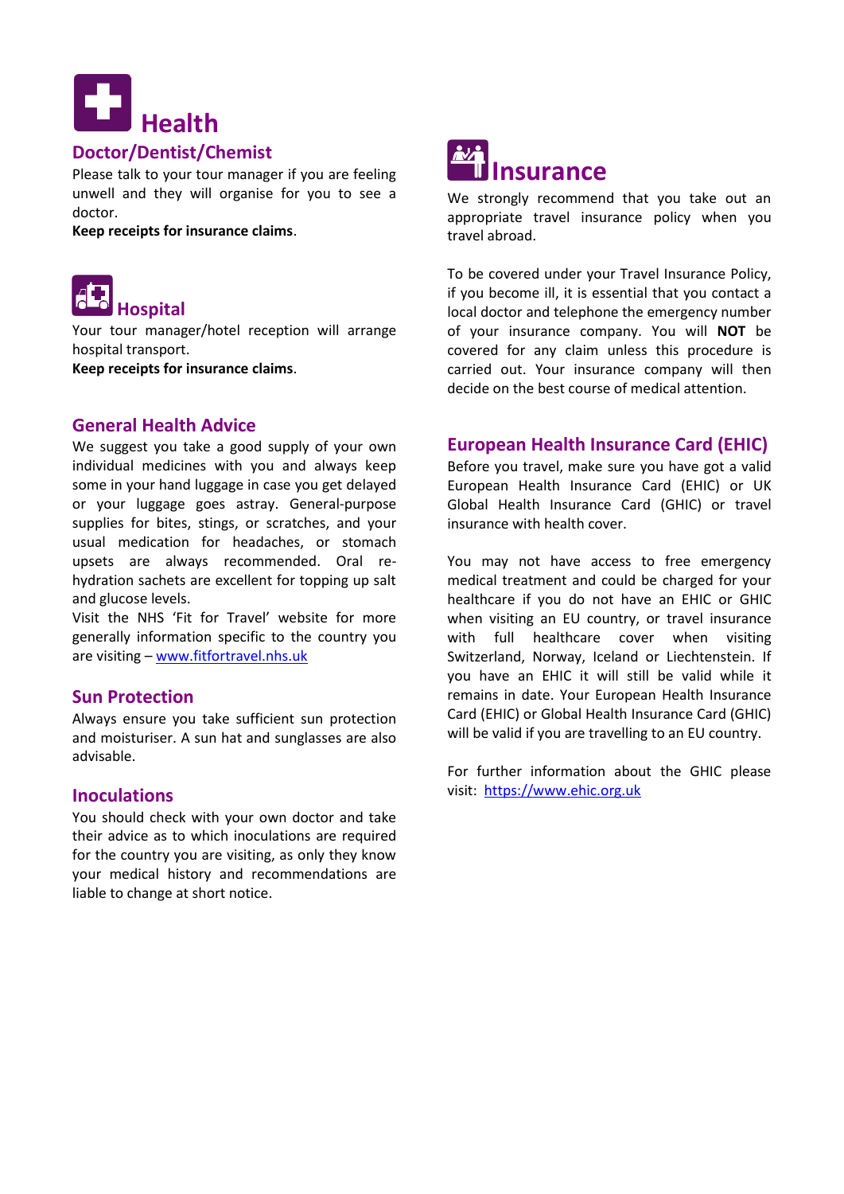# Health

## Doctor/Dentist/Chemist

Please talk to your tour manager if you are feeling unwell and they will organise for you to see a doctor.

**Keep receipts for insurance claims**.

## Hospital

Your tour manager/hotel reception will arrange hospital transport.

**Keep receipts for insurance claims**.

## General Health Advice

We suggest you take a good supply of your own individual medicines with you and always keep some in your hand luggage in case you get delayed or your luggage goes astray. General-purpose supplies for bites, stings, or scratches, and your usual medication for headaches, or stomach upsets are always recommended. Oral re-hydration sachets are excellent for topping up salt and glucose levels.

Visit the NHS 'Fit for Travel' website for more generally information specific to the country you are visiting – [www.fitfortravel.nhs.uk](http://www.fitfortravel.nhs.uk)

## Sun Protection

Always ensure you take sufficient sun protection and moisturiser. A sun hat and sunglasses are also advisable.

## Inoculations

You should check with your own doctor and take their advice as to which inoculations are required for the country you are visiting, as only they know your medical history and recommendations are liable to change at short notice.

# Insurance

We strongly recommend that you take out an appropriate travel insurance policy when you travel abroad.

To be covered under your Travel Insurance Policy, if you become ill, it is essential that you contact a local doctor and telephone the emergency number of your insurance company. You will **NOT** be covered for any claim unless this procedure is carried out. Your insurance company will then decide on the best course of medical attention.

## European Health Insurance Card (EHIC)

Before you travel, make sure you have got a valid European Health Insurance Card (EHIC) or UK Global Health Insurance Card (GHIC) or travel insurance with health cover.

You may not have access to free emergency medical treatment and could be charged for your healthcare if you do not have an EHIC or GHIC when visiting an EU country, or travel insurance with full healthcare cover when visiting Switzerland, Norway, Iceland or Liechtenstein. If you have an EHIC it will still be valid while it remains in date. Your European Health Insurance Card (EHIC) or Global Health Insurance Card (GHIC) will be valid if you are travelling to an EU country.

For further information about the GHIC please visit: [https://www.ehic.org.uk](https://www.ehic.org.uk)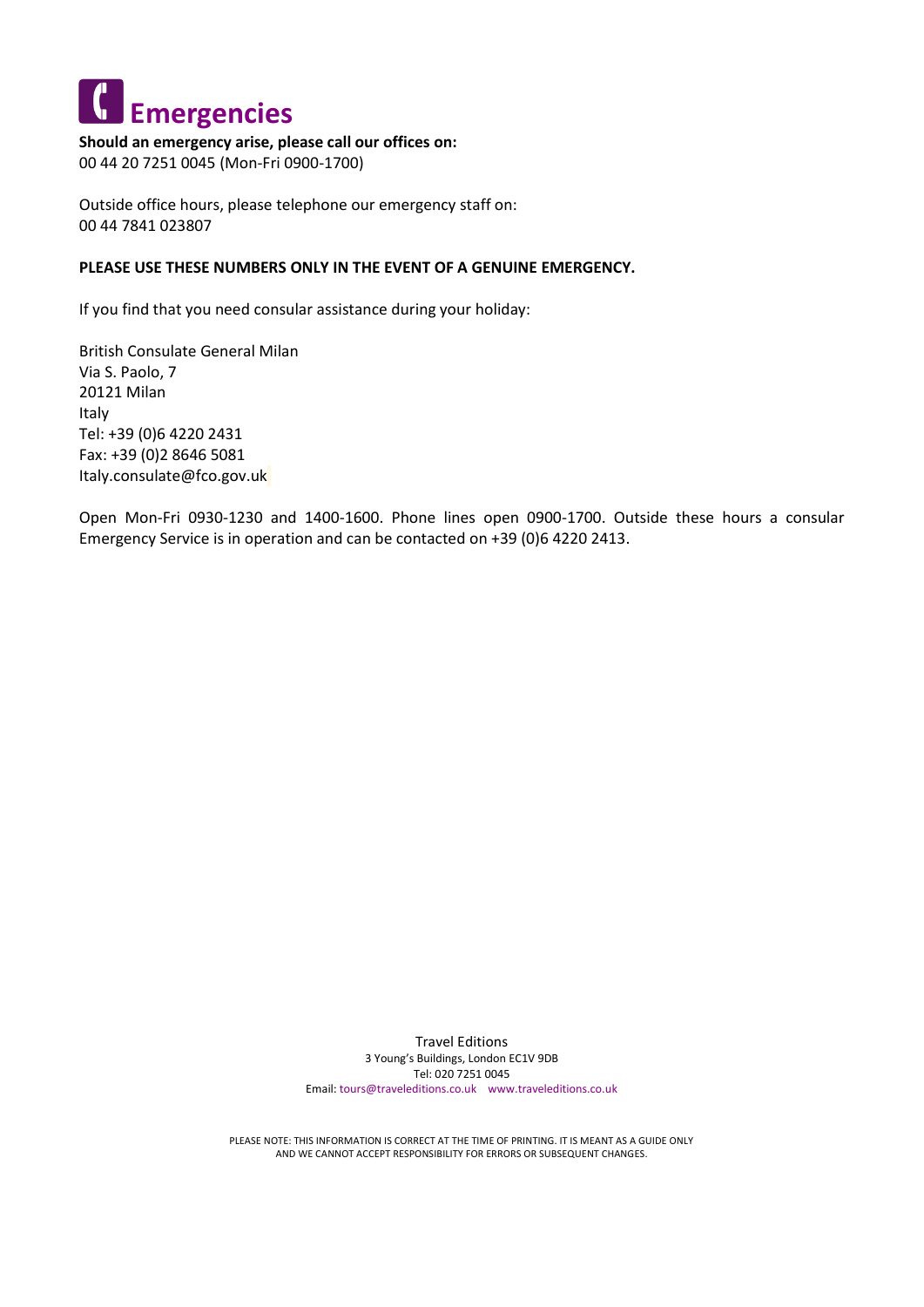# Emergencies

**Should an emergency arise, please call our offices on:**
00 44 20 7251 0045 (Mon-Fri 0900-1700)

Outside office hours, please telephone our emergency staff on:
00 44 7841 023807

**PLEASE USE THESE NUMBERS ONLY IN THE EVENT OF A GENUINE EMERGENCY.**

If you find that you need consular assistance during your holiday:

British Consulate General Milan
Via S. Paolo, 7
20121 Milan
Italy
Tel: +39 (0)6 4220 2431
Fax: +39 (0)2 8646 5081
Italy.consulate@fco.gov.uk

Open Mon-Fri 0930-1230 and 1400-1600. Phone lines open 0900-1700. Outside these hours a consular Emergency Service is in operation and can be contacted on +39 (0)6 4220 2413.

Travel Editions
3 Young's Buildings, London EC1V 9DB
Tel: 020 7251 0045
Email: tours@traveleditions.co.uk www.traveleditions.co.uk

PLEASE NOTE: THIS INFORMATION IS CORRECT AT THE TIME OF PRINTING. IT IS MEANT AS A GUIDE ONLY AND WE CANNOT ACCEPT RESPONSIBILITY FOR ERRORS OR SUBSEQUENT CHANGES.